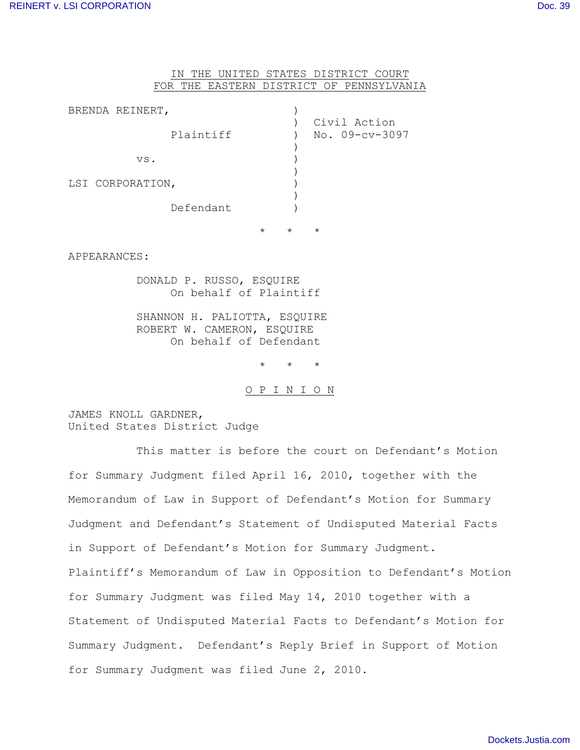IN THE UNITED STATES DISTRICT COURT
FOR THE EASTERN DISTRICT OF PENNSYLVANIA

| | | |
|---|---|---|
| BRENDA REINERT, | ) | |
| | ) | Civil Action |
| Plaintiff | ) | No. 09-cv-3097 |
| | ) | |
| vs. | ) | |
| | ) | |
| LSI CORPORATION, | ) | |
| | ) | |
| Defendant | ) | |

\* \* \*

APPEARANCES:

DONALD P. RUSSO, ESQUIRE
On behalf of Plaintiff

SHANNON H. PALIOTTA, ESQUIRE
ROBERT W. CAMERON, ESQUIRE
On behalf of Defendant

\* \* \*

O P I N I O N

JAMES KNOLL GARDNER,
United States District Judge

This matter is before the court on Defendant's Motion for Summary Judgment filed April 16, 2010, together with the Memorandum of Law in Support of Defendant's Motion for Summary Judgment and Defendant's Statement of Undisputed Material Facts in Support of Defendant's Motion for Summary Judgment. Plaintiff's Memorandum of Law in Opposition to Defendant's Motion for Summary Judgment was filed May 14, 2010 together with a Statement of Undisputed Material Facts to Defendant's Motion for Summary Judgment. Defendant's Reply Brief in Support of Motion for Summary Judgment was filed June 2, 2010.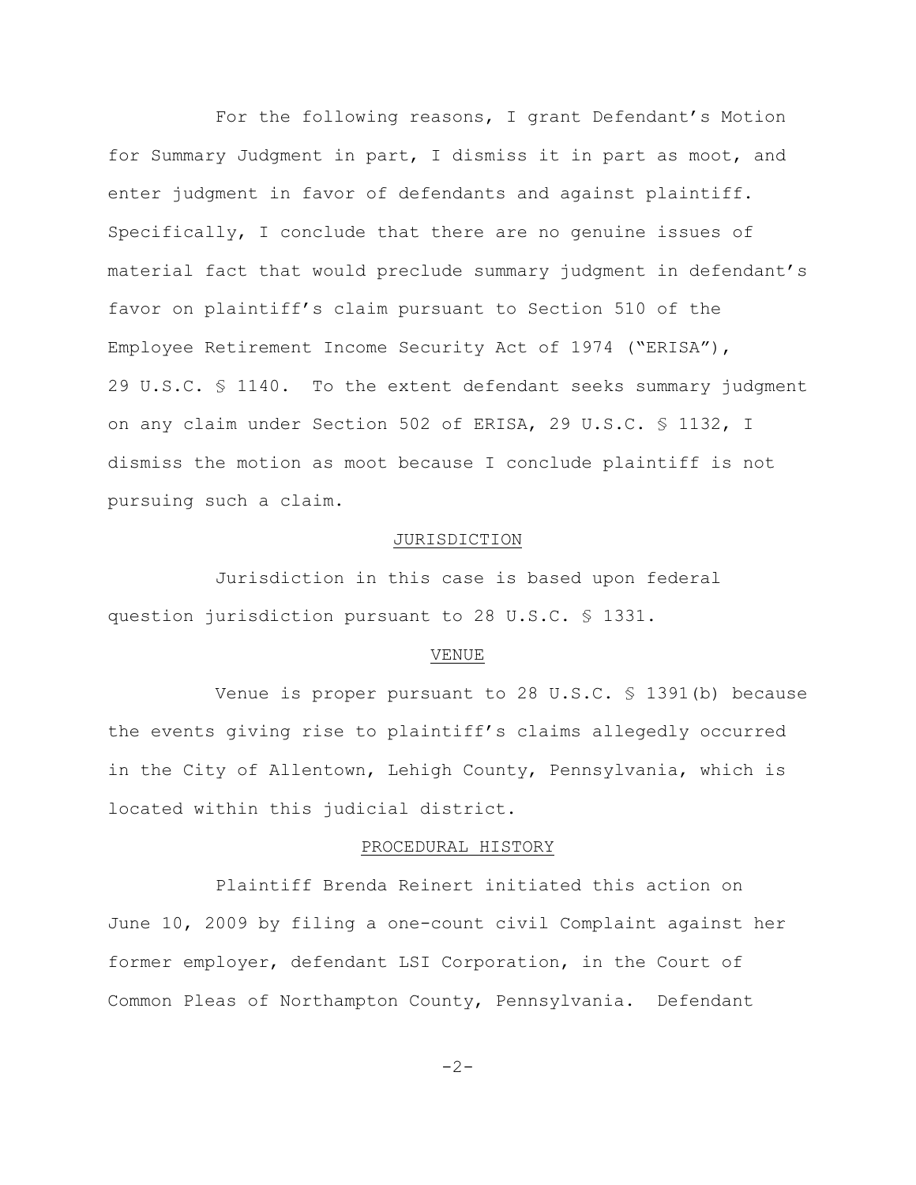For the following reasons, I grant Defendant's Motion for Summary Judgment in part, I dismiss it in part as moot, and enter judgment in favor of defendants and against plaintiff. Specifically, I conclude that there are no genuine issues of material fact that would preclude summary judgment in defendant's favor on plaintiff's claim pursuant to Section 510 of the Employee Retirement Income Security Act of 1974 ("ERISA"), 29 U.S.C. § 1140. To the extent defendant seeks summary judgment on any claim under Section 502 of ERISA, 29 U.S.C. § 1132, I dismiss the motion as moot because I conclude plaintiff is not pursuing such a claim.

## JURISDICTION

Jurisdiction in this case is based upon federal question jurisdiction pursuant to 28 U.S.C. § 1331.

## VENUE

Venue is proper pursuant to 28 U.S.C. § 1391(b) because the events giving rise to plaintiff's claims allegedly occurred in the City of Allentown, Lehigh County, Pennsylvania, which is located within this judicial district.

## PROCEDURAL HISTORY

Plaintiff Brenda Reinert initiated this action on June 10, 2009 by filing a one-count civil Complaint against her former employer, defendant LSI Corporation, in the Court of Common Pleas of Northampton County, Pennsylvania. Defendant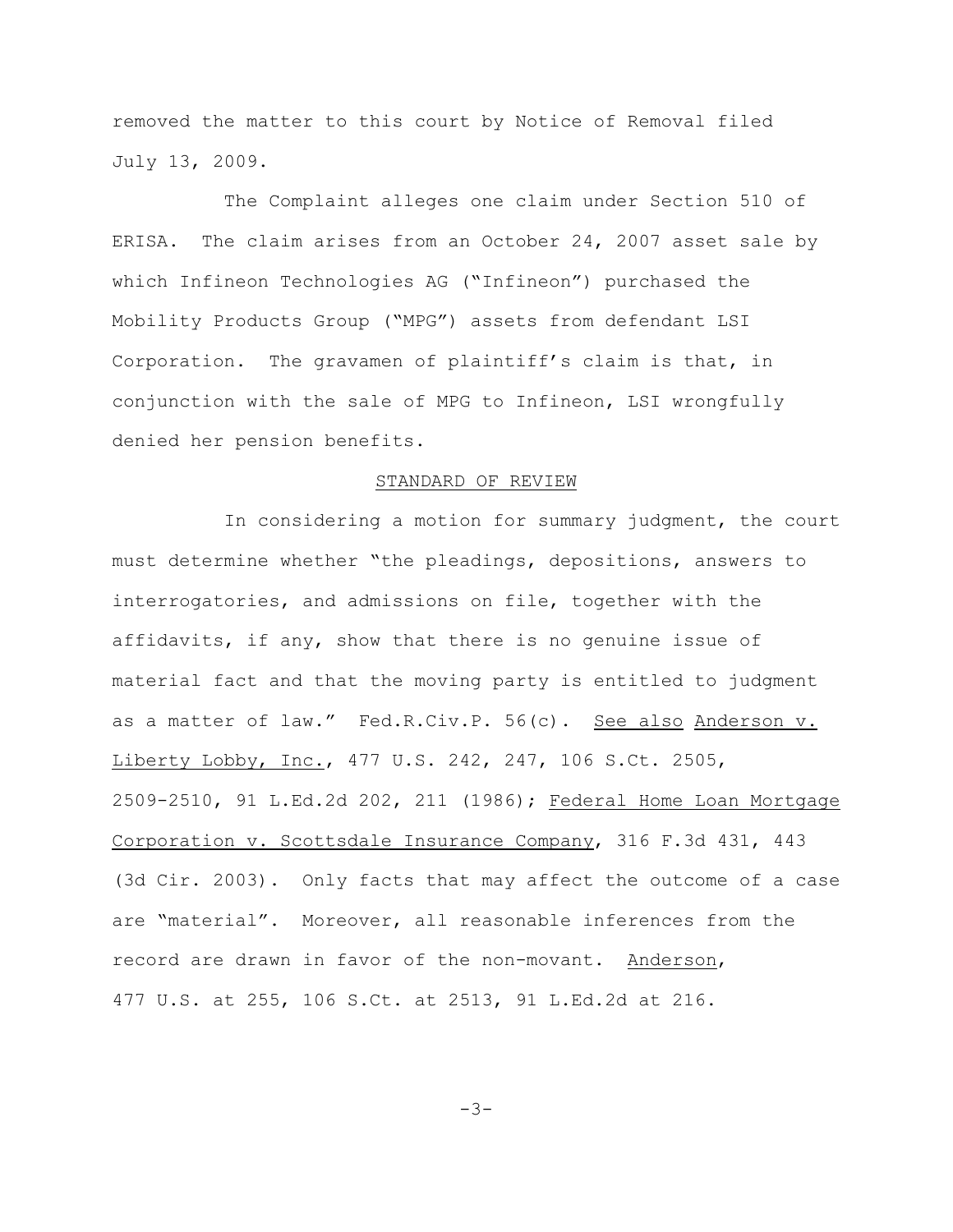removed the matter to this court by Notice of Removal filed July 13, 2009.

The Complaint alleges one claim under Section 510 of ERISA. The claim arises from an October 24, 2007 asset sale by which Infineon Technologies AG ("Infineon") purchased the Mobility Products Group ("MPG") assets from defendant LSI Corporation. The gravamen of plaintiff's claim is that, in conjunction with the sale of MPG to Infineon, LSI wrongfully denied her pension benefits.

## STANDARD OF REVIEW

In considering a motion for summary judgment, the court must determine whether "the pleadings, depositions, answers to interrogatories, and admissions on file, together with the affidavits, if any, show that there is no genuine issue of material fact and that the moving party is entitled to judgment as a matter of law." Fed.R.Civ.P. 56(c). See also Anderson v. Liberty Lobby, Inc., 477 U.S. 242, 247, 106 S.Ct. 2505, 2509-2510, 91 L.Ed.2d 202, 211 (1986); Federal Home Loan Mortgage Corporation v. Scottsdale Insurance Company, 316 F.3d 431, 443 (3d Cir. 2003). Only facts that may affect the outcome of a case are "material". Moreover, all reasonable inferences from the record are drawn in favor of the non-movant. Anderson, 477 U.S. at 255, 106 S.Ct. at 2513, 91 L.Ed.2d at 216.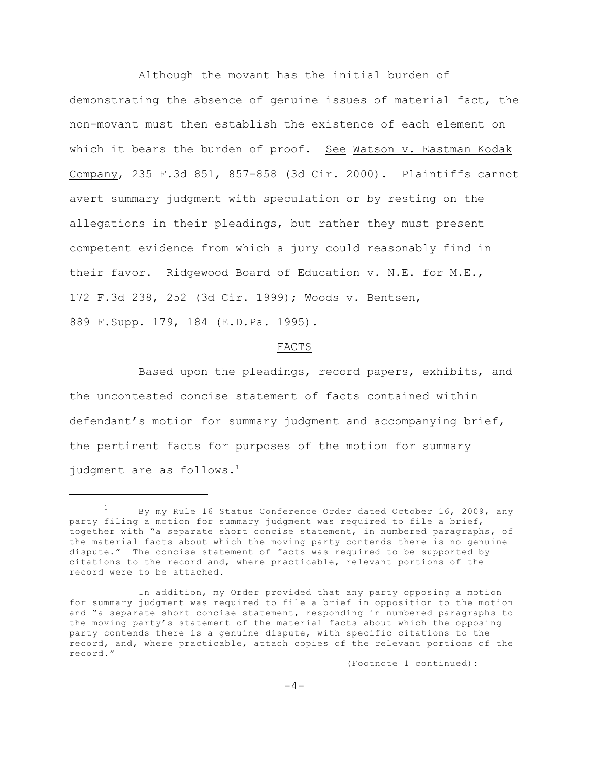Although the movant has the initial burden of demonstrating the absence of genuine issues of material fact, the non-movant must then establish the existence of each element on which it bears the burden of proof. See Watson v. Eastman Kodak Company, 235 F.3d 851, 857-858 (3d Cir. 2000). Plaintiffs cannot avert summary judgment with speculation or by resting on the allegations in their pleadings, but rather they must present competent evidence from which a jury could reasonably find in their favor. Ridgewood Board of Education v. N.E. for M.E., 172 F.3d 238, 252 (3d Cir. 1999); Woods v. Bentsen, 889 F.Supp. 179, 184 (E.D.Pa. 1995).

## FACTS

Based upon the pleadings, record papers, exhibits, and the uncontested concise statement of facts contained within defendant's motion for summary judgment and accompanying brief, the pertinent facts for purposes of the motion for summary judgment are as follows.[1]

---

[1] By my Rule 16 Status Conference Order dated October 16, 2009, any party filing a motion for summary judgment was required to file a brief, together with "a separate short concise statement, in numbered paragraphs, of the material facts about which the moving party contends there is no genuine dispute." The concise statement of facts was required to be supported by citations to the record and, where practicable, relevant portions of the record were to be attached.

In addition, my Order provided that any party opposing a motion for summary judgment was required to file a brief in opposition to the motion and "a separate short concise statement, responding in numbered paragraphs to the moving party's statement of the material facts about which the opposing party contends there is a genuine dispute, with specific citations to the record, and, where practicable, attach copies of the relevant portions of the record."

(Footnote 1 continued):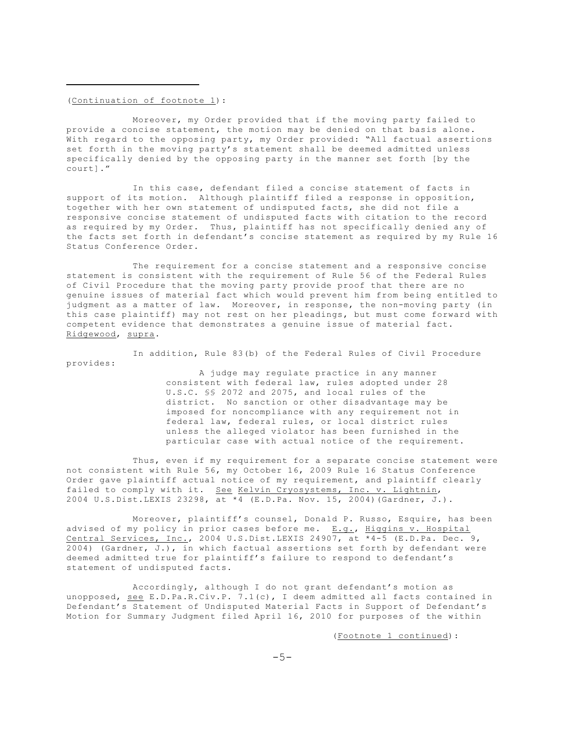(<u>Continuation of footnote 1</u>):

Moreover, my Order provided that if the moving party failed to provide a concise statement, the motion may be denied on that basis alone. With regard to the opposing party, my Order provided: "All factual assertions set forth in the moving party's statement shall be deemed admitted unless specifically denied by the opposing party in the manner set forth [by the court]."

In this case, defendant filed a concise statement of facts in support of its motion. Although plaintiff filed a response in opposition, together with her own statement of undisputed facts, she did not file a responsive concise statement of undisputed facts with citation to the record as required by my Order. Thus, plaintiff has not specifically denied any of the facts set forth in defendant's concise statement as required by my Rule 16 Status Conference Order.

The requirement for a concise statement and a responsive concise statement is consistent with the requirement of Rule 56 of the Federal Rules of Civil Procedure that the moving party provide proof that there are no genuine issues of material fact which would prevent him from being entitled to judgment as a matter of law. Moreover, in response, the non-moving party (in this case plaintiff) may not rest on her pleadings, but must come forward with competent evidence that demonstrates a genuine issue of material fact. <u>Ridgewood</u>, <u>supra</u>.

In addition, Rule 83(b) of the Federal Rules of Civil Procedure provides:

> A judge may regulate practice in any manner consistent with federal law, rules adopted under 28 U.S.C. §§ 2072 and 2075, and local rules of the district. No sanction or other disadvantage may be imposed for noncompliance with any requirement not in federal law, federal rules, or local district rules unless the alleged violator has been furnished in the particular case with actual notice of the requirement.

Thus, even if my requirement for a separate concise statement were not consistent with Rule 56, my October 16, 2009 Rule 16 Status Conference Order gave plaintiff actual notice of my requirement, and plaintiff clearly failed to comply with it. <u>See</u> <u>Kelvin Cryosystems, Inc. v. Lightnin</u>, 2004 U.S.Dist.LEXIS 23298, at *4 (E.D.Pa. Nov. 15, 2004)(Gardner, J.).

Moreover, plaintiff's counsel, Donald P. Russo, Esquire, has been advised of my policy in prior cases before me. <u>E.g.</u>, <u>Higgins v. Hospital Central Services, Inc.</u>, 2004 U.S.Dist.LEXIS 24907, at *4-5 (E.D.Pa. Dec. 9, 2004) (Gardner, J.), in which factual assertions set forth by defendant were deemed admitted true for plaintiff's failure to respond to defendant's statement of undisputed facts.

Accordingly, although I do not grant defendant's motion as unopposed, <u>see</u> E.D.Pa.R.Civ.P. 7.1(c), I deem admitted all facts contained in Defendant's Statement of Undisputed Material Facts in Support of Defendant's Motion for Summary Judgment filed April 16, 2010 for purposes of the within

(<u>Footnote 1 continued</u>):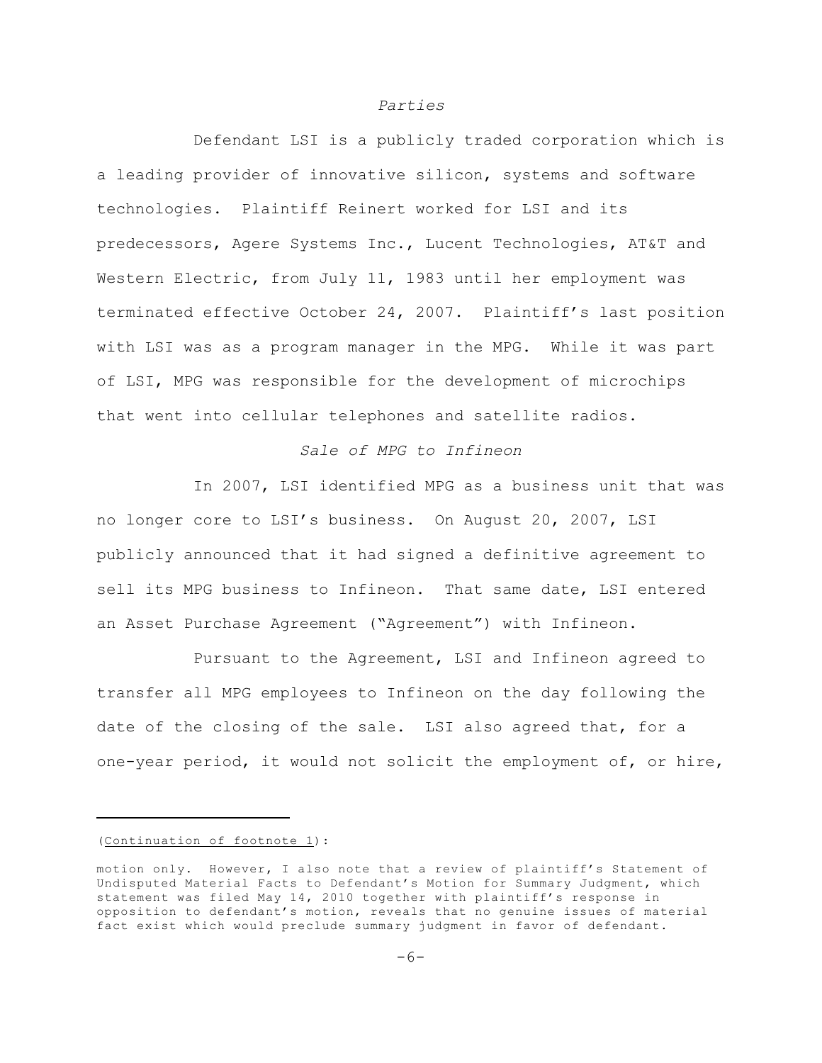*Parties*

Defendant LSI is a publicly traded corporation which is a leading provider of innovative silicon, systems and software technologies. Plaintiff Reinert worked for LSI and its predecessors, Agere Systems Inc., Lucent Technologies, AT&T and Western Electric, from July 11, 1983 until her employment was terminated effective October 24, 2007. Plaintiff's last position with LSI was as a program manager in the MPG. While it was part of LSI, MPG was responsible for the development of microchips that went into cellular telephones and satellite radios.

*Sale of MPG to Infineon*

In 2007, LSI identified MPG as a business unit that was no longer core to LSI's business. On August 20, 2007, LSI publicly announced that it had signed a definitive agreement to sell its MPG business to Infineon. That same date, LSI entered an Asset Purchase Agreement ("Agreement") with Infineon.

Pursuant to the Agreement, LSI and Infineon agreed to transfer all MPG employees to Infineon on the day following the date of the closing of the sale. LSI also agreed that, for a one-year period, it would not solicit the employment of, or hire,

---

(Continuation of footnote 1):

motion only. However, I also note that a review of plaintiff's Statement of Undisputed Material Facts to Defendant's Motion for Summary Judgment, which statement was filed May 14, 2010 together with plaintiff's response in opposition to defendant's motion, reveals that no genuine issues of material fact exist which would preclude summary judgment in favor of defendant.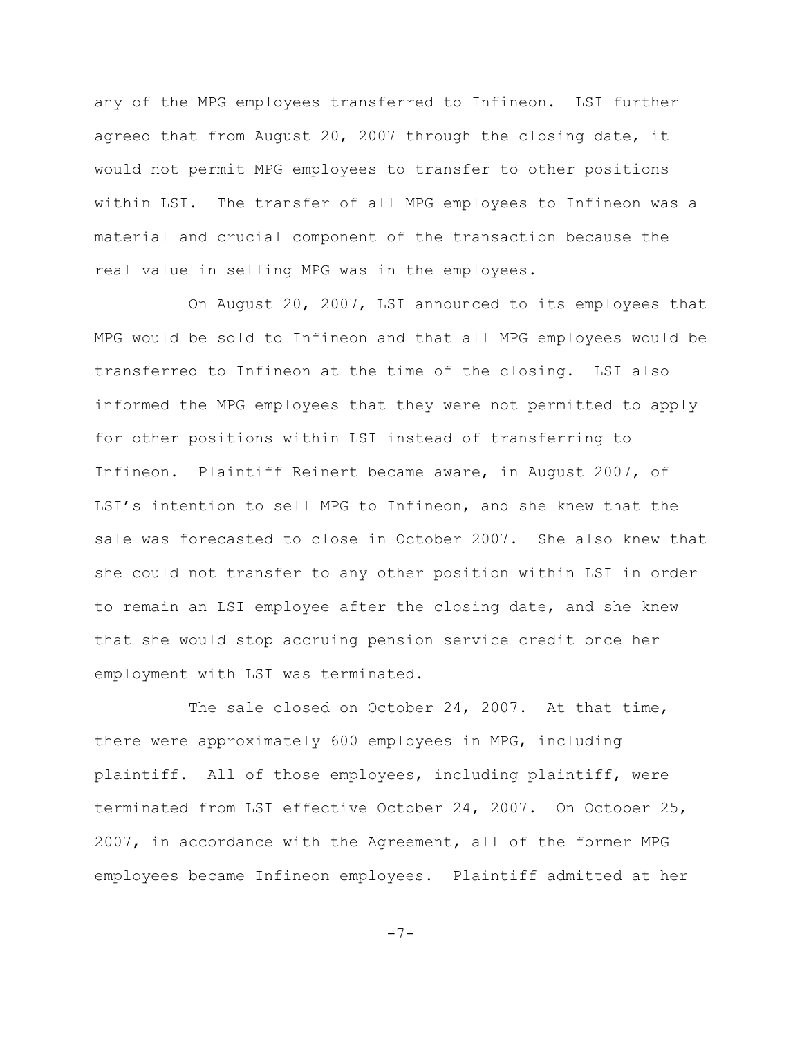any of the MPG employees transferred to Infineon. LSI further agreed that from August 20, 2007 through the closing date, it would not permit MPG employees to transfer to other positions within LSI. The transfer of all MPG employees to Infineon was a material and crucial component of the transaction because the real value in selling MPG was in the employees.

On August 20, 2007, LSI announced to its employees that MPG would be sold to Infineon and that all MPG employees would be transferred to Infineon at the time of the closing. LSI also informed the MPG employees that they were not permitted to apply for other positions within LSI instead of transferring to Infineon. Plaintiff Reinert became aware, in August 2007, of LSI's intention to sell MPG to Infineon, and she knew that the sale was forecasted to close in October 2007. She also knew that she could not transfer to any other position within LSI in order to remain an LSI employee after the closing date, and she knew that she would stop accruing pension service credit once her employment with LSI was terminated.

The sale closed on October 24, 2007. At that time, there were approximately 600 employees in MPG, including plaintiff. All of those employees, including plaintiff, were terminated from LSI effective October 24, 2007. On October 25, 2007, in accordance with the Agreement, all of the former MPG employees became Infineon employees. Plaintiff admitted at her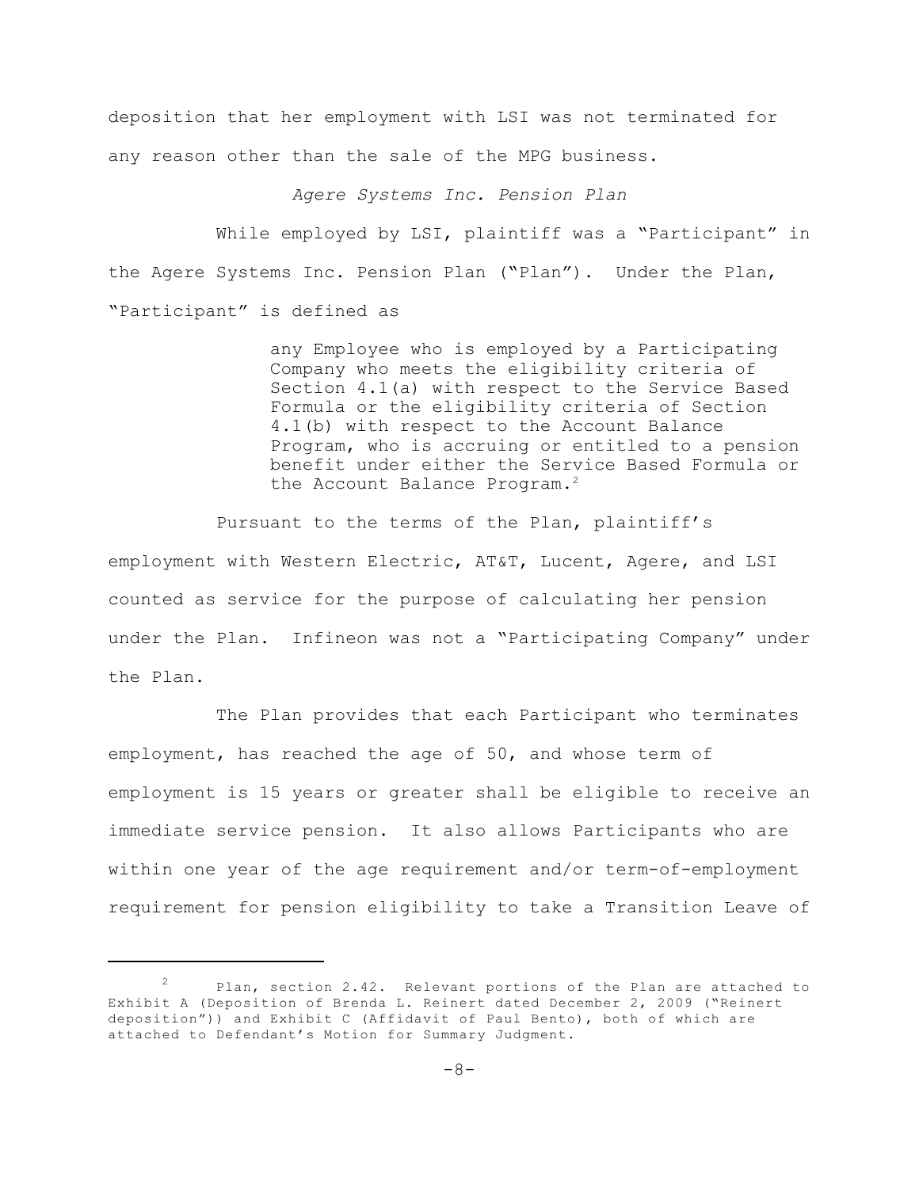deposition that her employment with LSI was not terminated for any reason other than the sale of the MPG business.

*Agere Systems Inc. Pension Plan*

While employed by LSI, plaintiff was a "Participant" in the Agere Systems Inc. Pension Plan ("Plan"). Under the Plan, "Participant" is defined as

> any Employee who is employed by a Participating Company who meets the eligibility criteria of Section 4.1(a) with respect to the Service Based Formula or the eligibility criteria of Section 4.1(b) with respect to the Account Balance Program, who is accruing or entitled to a pension benefit under either the Service Based Formula or the Account Balance Program.[2]

Pursuant to the terms of the Plan, plaintiff's employment with Western Electric, AT&T, Lucent, Agere, and LSI counted as service for the purpose of calculating her pension under the Plan. Infineon was not a "Participating Company" under the Plan.

The Plan provides that each Participant who terminates employment, has reached the age of 50, and whose term of employment is 15 years or greater shall be eligible to receive an immediate service pension. It also allows Participants who are within one year of the age requirement and/or term-of-employment requirement for pension eligibility to take a Transition Leave of

---

[2] Plan, section 2.42. Relevant portions of the Plan are attached to Exhibit A (Deposition of Brenda L. Reinert dated December 2, 2009 ("Reinert deposition")) and Exhibit C (Affidavit of Paul Bento), both of which are attached to Defendant's Motion for Summary Judgment.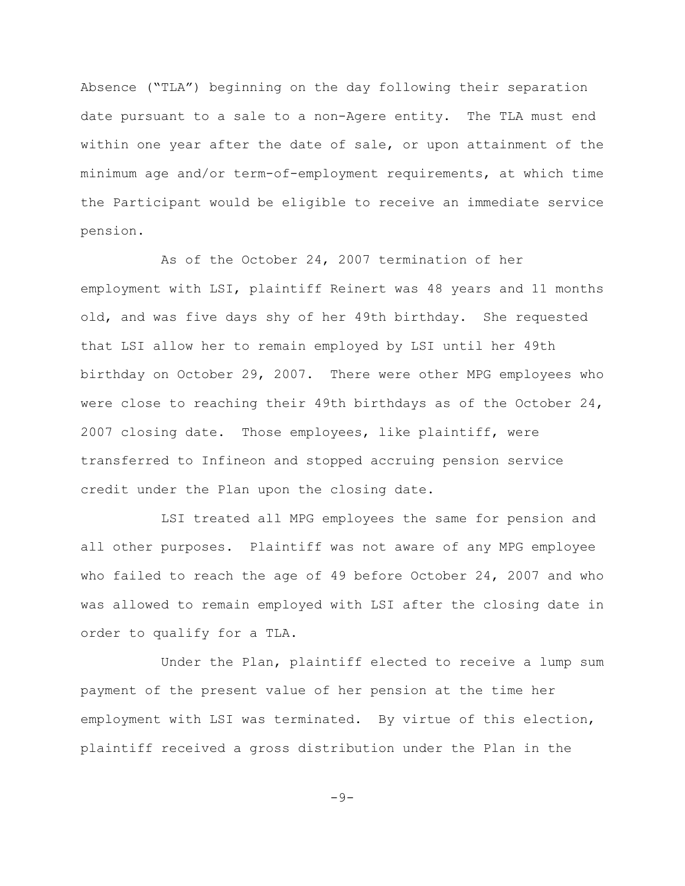Absence ("TLA") beginning on the day following their separation date pursuant to a sale to a non-Agere entity. The TLA must end within one year after the date of sale, or upon attainment of the minimum age and/or term-of-employment requirements, at which time the Participant would be eligible to receive an immediate service pension.

As of the October 24, 2007 termination of her employment with LSI, plaintiff Reinert was 48 years and 11 months old, and was five days shy of her 49th birthday. She requested that LSI allow her to remain employed by LSI until her 49th birthday on October 29, 2007. There were other MPG employees who were close to reaching their 49th birthdays as of the October 24, 2007 closing date. Those employees, like plaintiff, were transferred to Infineon and stopped accruing pension service credit under the Plan upon the closing date.

LSI treated all MPG employees the same for pension and all other purposes. Plaintiff was not aware of any MPG employee who failed to reach the age of 49 before October 24, 2007 and who was allowed to remain employed with LSI after the closing date in order to qualify for a TLA.

Under the Plan, plaintiff elected to receive a lump sum payment of the present value of her pension at the time her employment with LSI was terminated. By virtue of this election, plaintiff received a gross distribution under the Plan in the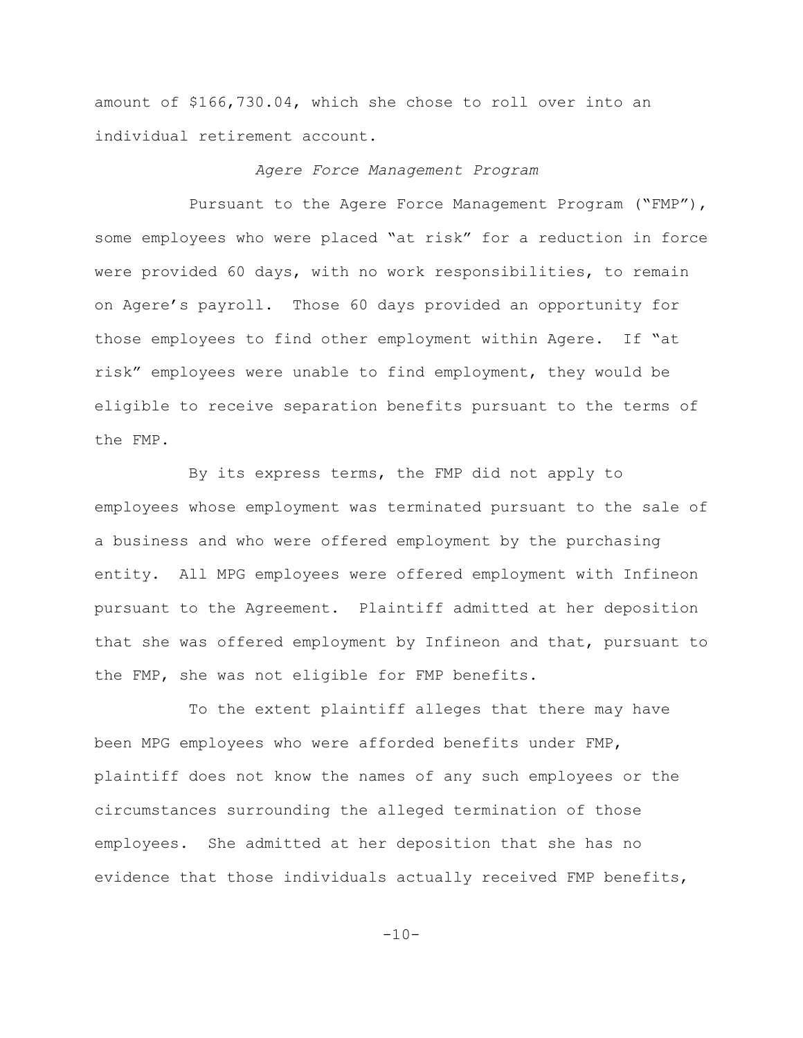amount of $166,730.04, which she chose to roll over into an individual retirement account.

*Agere Force Management Program*

Pursuant to the Agere Force Management Program ("FMP"), some employees who were placed "at risk" for a reduction in force were provided 60 days, with no work responsibilities, to remain on Agere's payroll. Those 60 days provided an opportunity for those employees to find other employment within Agere. If "at risk" employees were unable to find employment, they would be eligible to receive separation benefits pursuant to the terms of the FMP.

By its express terms, the FMP did not apply to employees whose employment was terminated pursuant to the sale of a business and who were offered employment by the purchasing entity. All MPG employees were offered employment with Infineon pursuant to the Agreement. Plaintiff admitted at her deposition that she was offered employment by Infineon and that, pursuant to the FMP, she was not eligible for FMP benefits.

To the extent plaintiff alleges that there may have been MPG employees who were afforded benefits under FMP, plaintiff does not know the names of any such employees or the circumstances surrounding the alleged termination of those employees. She admitted at her deposition that she has no evidence that those individuals actually received FMP benefits,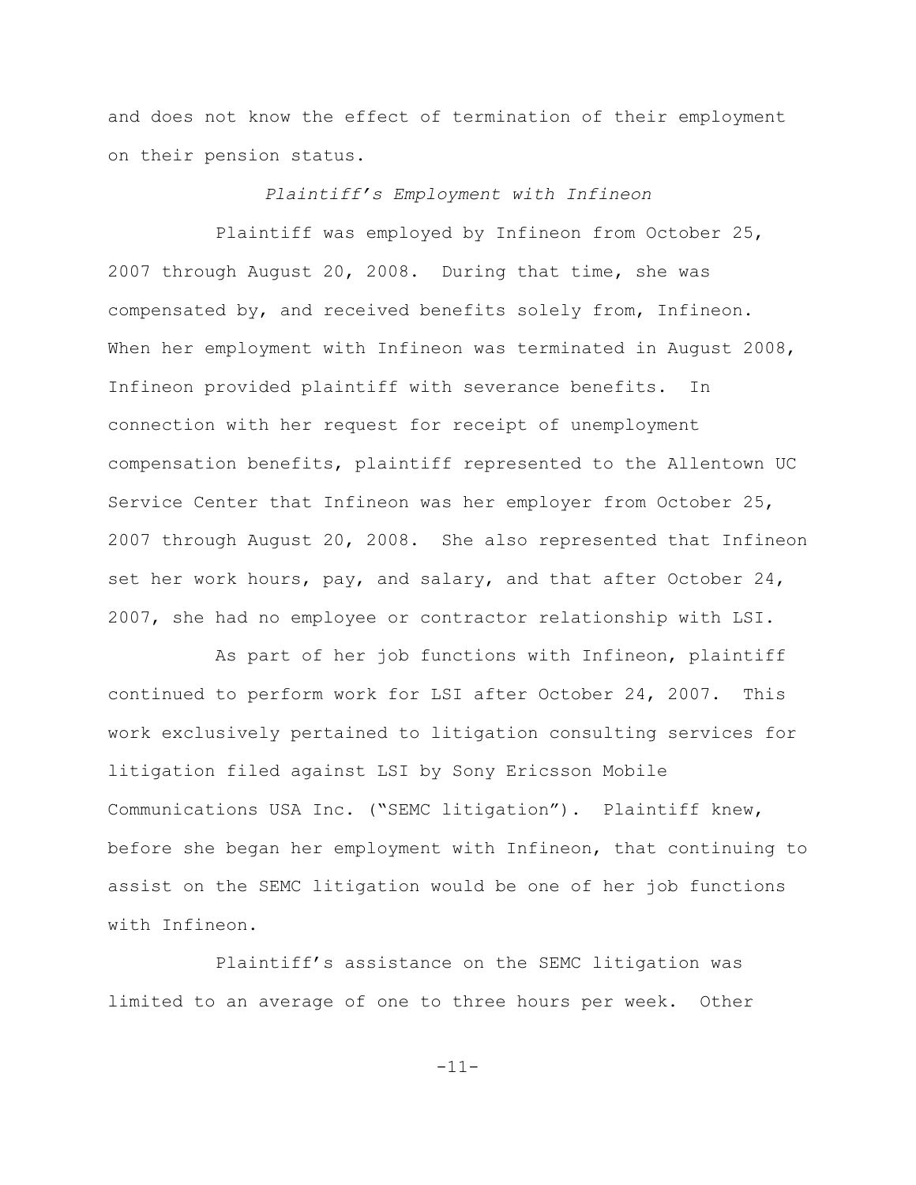and does not know the effect of termination of their employment on their pension status.

*Plaintiff's Employment with Infineon*

Plaintiff was employed by Infineon from October 25, 2007 through August 20, 2008. During that time, she was compensated by, and received benefits solely from, Infineon. When her employment with Infineon was terminated in August 2008, Infineon provided plaintiff with severance benefits. In connection with her request for receipt of unemployment compensation benefits, plaintiff represented to the Allentown UC Service Center that Infineon was her employer from October 25, 2007 through August 20, 2008. She also represented that Infineon set her work hours, pay, and salary, and that after October 24, 2007, she had no employee or contractor relationship with LSI.

As part of her job functions with Infineon, plaintiff continued to perform work for LSI after October 24, 2007. This work exclusively pertained to litigation consulting services for litigation filed against LSI by Sony Ericsson Mobile Communications USA Inc. ("SEMC litigation"). Plaintiff knew, before she began her employment with Infineon, that continuing to assist on the SEMC litigation would be one of her job functions with Infineon.

Plaintiff's assistance on the SEMC litigation was limited to an average of one to three hours per week. Other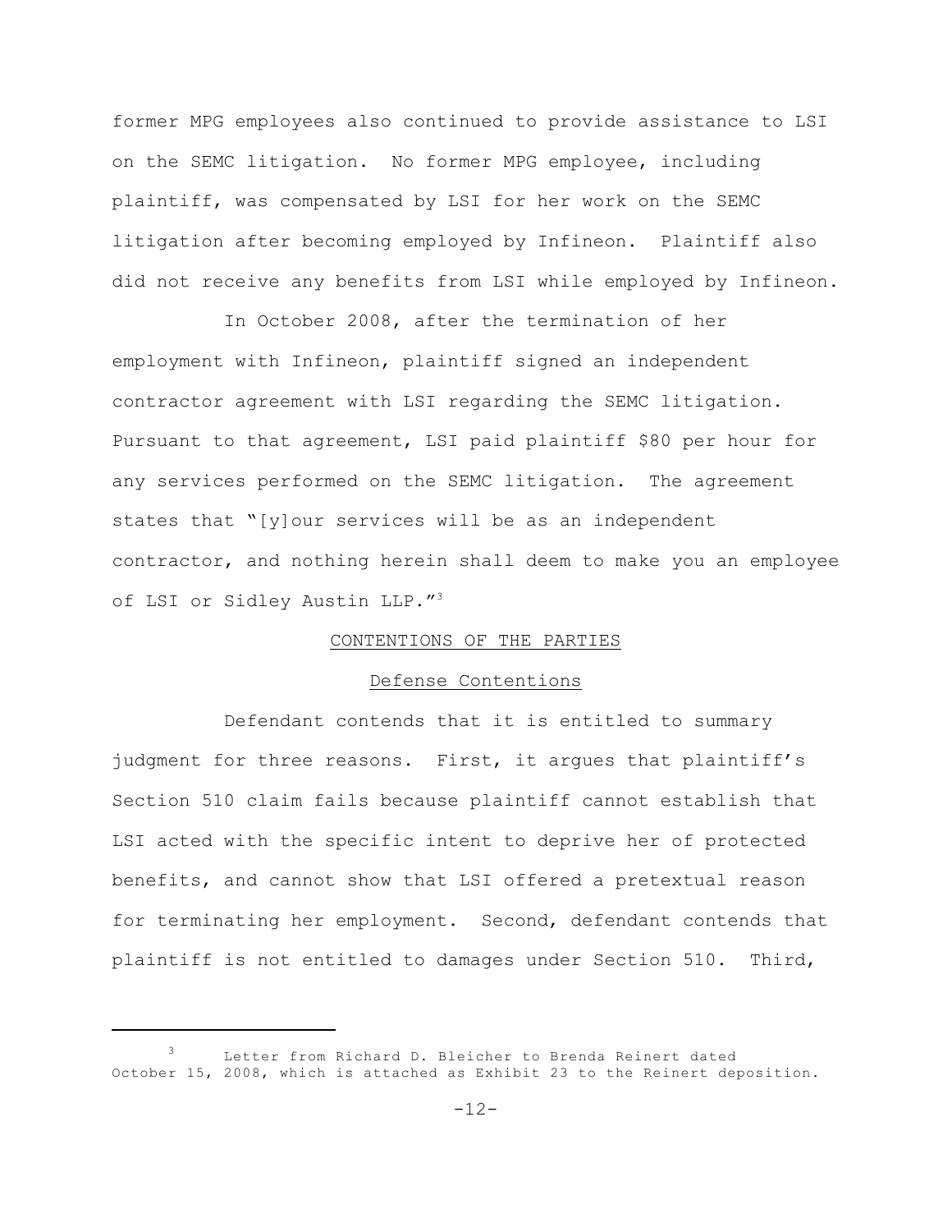former MPG employees also continued to provide assistance to LSI on the SEMC litigation. No former MPG employee, including plaintiff, was compensated by LSI for her work on the SEMC litigation after becoming employed by Infineon. Plaintiff also did not receive any benefits from LSI while employed by Infineon.

In October 2008, after the termination of her employment with Infineon, plaintiff signed an independent contractor agreement with LSI regarding the SEMC litigation. Pursuant to that agreement, LSI paid plaintiff $80 per hour for any services performed on the SEMC litigation. The agreement states that "[y]our services will be as an independent contractor, and nothing herein shall deem to make you an employee of LSI or Sidley Austin LLP."[3]

## CONTENTIONS OF THE PARTIES

### Defense Contentions

Defendant contends that it is entitled to summary judgment for three reasons. First, it argues that plaintiff's Section 510 claim fails because plaintiff cannot establish that LSI acted with the specific intent to deprive her of protected benefits, and cannot show that LSI offered a pretextual reason for terminating her employment. Second, defendant contends that plaintiff is not entitled to damages under Section 510. Third,

---

[3] Letter from Richard D. Bleicher to Brenda Reinert dated October 15, 2008, which is attached as Exhibit 23 to the Reinert deposition.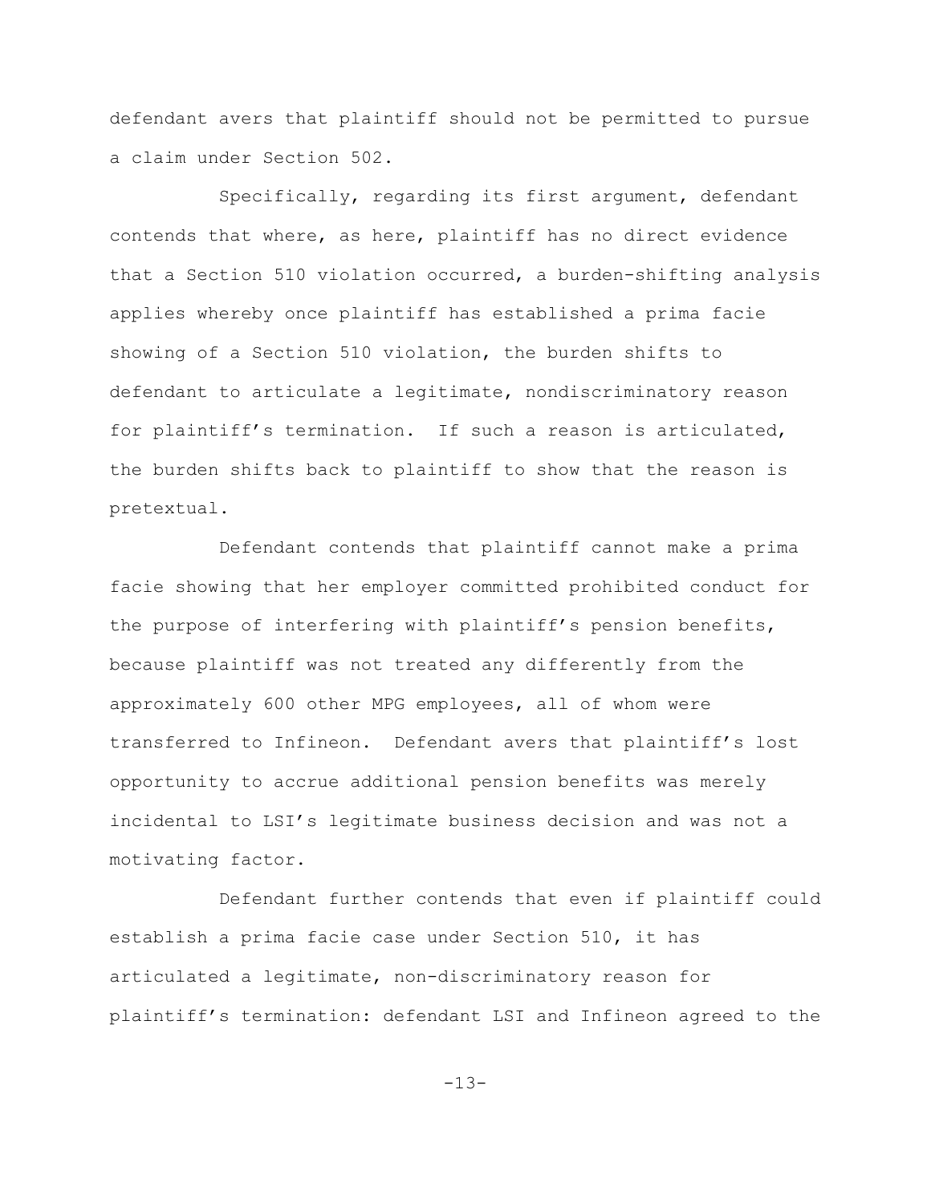defendant avers that plaintiff should not be permitted to pursue a claim under Section 502.

Specifically, regarding its first argument, defendant contends that where, as here, plaintiff has no direct evidence that a Section 510 violation occurred, a burden-shifting analysis applies whereby once plaintiff has established a prima facie showing of a Section 510 violation, the burden shifts to defendant to articulate a legitimate, nondiscriminatory reason for plaintiff's termination. If such a reason is articulated, the burden shifts back to plaintiff to show that the reason is pretextual.

Defendant contends that plaintiff cannot make a prima facie showing that her employer committed prohibited conduct for the purpose of interfering with plaintiff's pension benefits, because plaintiff was not treated any differently from the approximately 600 other MPG employees, all of whom were transferred to Infineon. Defendant avers that plaintiff's lost opportunity to accrue additional pension benefits was merely incidental to LSI's legitimate business decision and was not a motivating factor.

Defendant further contends that even if plaintiff could establish a prima facie case under Section 510, it has articulated a legitimate, non-discriminatory reason for plaintiff's termination: defendant LSI and Infineon agreed to the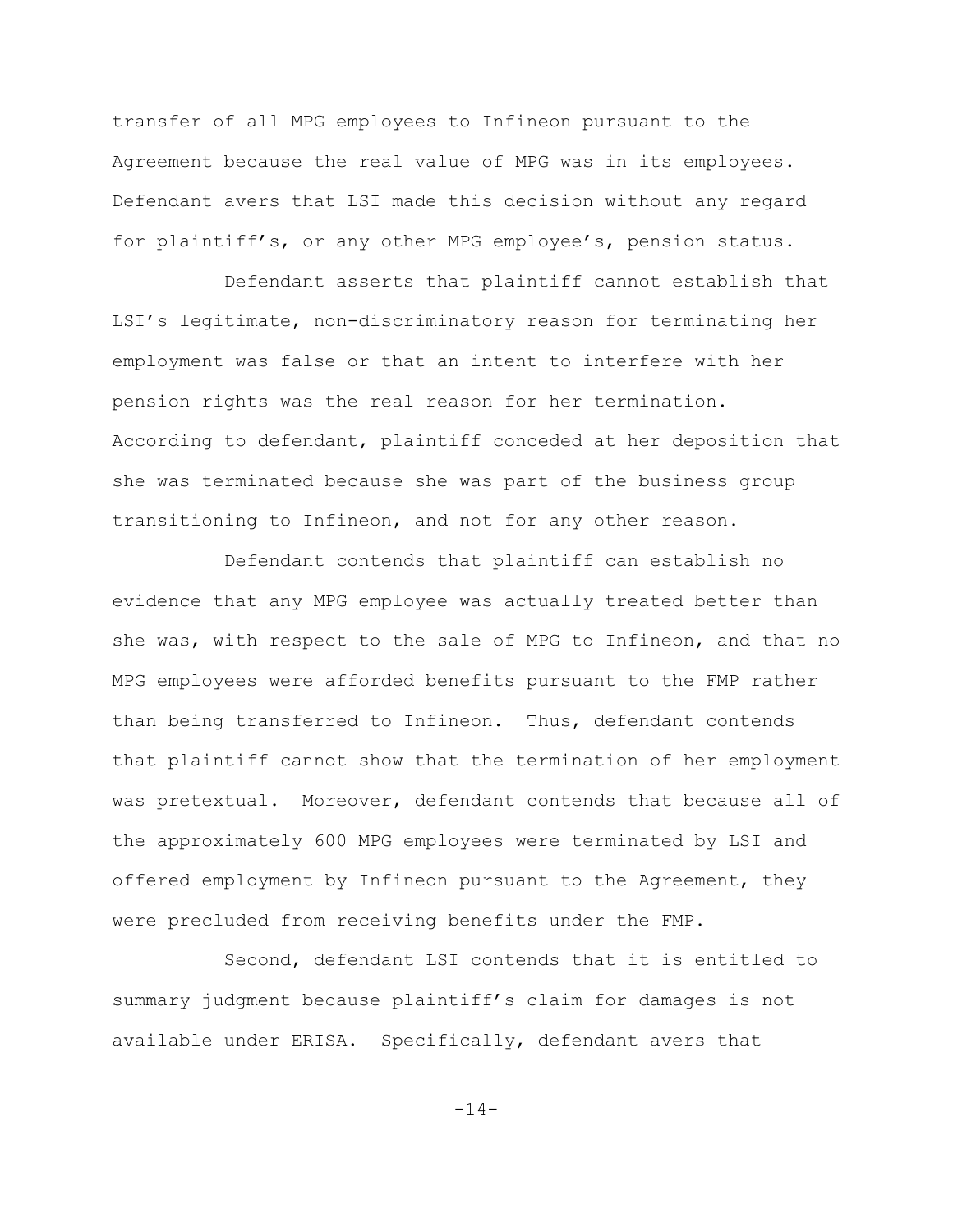transfer of all MPG employees to Infineon pursuant to the Agreement because the real value of MPG was in its employees. Defendant avers that LSI made this decision without any regard for plaintiff's, or any other MPG employee's, pension status.

Defendant asserts that plaintiff cannot establish that LSI's legitimate, non-discriminatory reason for terminating her employment was false or that an intent to interfere with her pension rights was the real reason for her termination. According to defendant, plaintiff conceded at her deposition that she was terminated because she was part of the business group transitioning to Infineon, and not for any other reason.

Defendant contends that plaintiff can establish no evidence that any MPG employee was actually treated better than she was, with respect to the sale of MPG to Infineon, and that no MPG employees were afforded benefits pursuant to the FMP rather than being transferred to Infineon. Thus, defendant contends that plaintiff cannot show that the termination of her employment was pretextual. Moreover, defendant contends that because all of the approximately 600 MPG employees were terminated by LSI and offered employment by Infineon pursuant to the Agreement, they were precluded from receiving benefits under the FMP.

Second, defendant LSI contends that it is entitled to summary judgment because plaintiff's claim for damages is not available under ERISA. Specifically, defendant avers that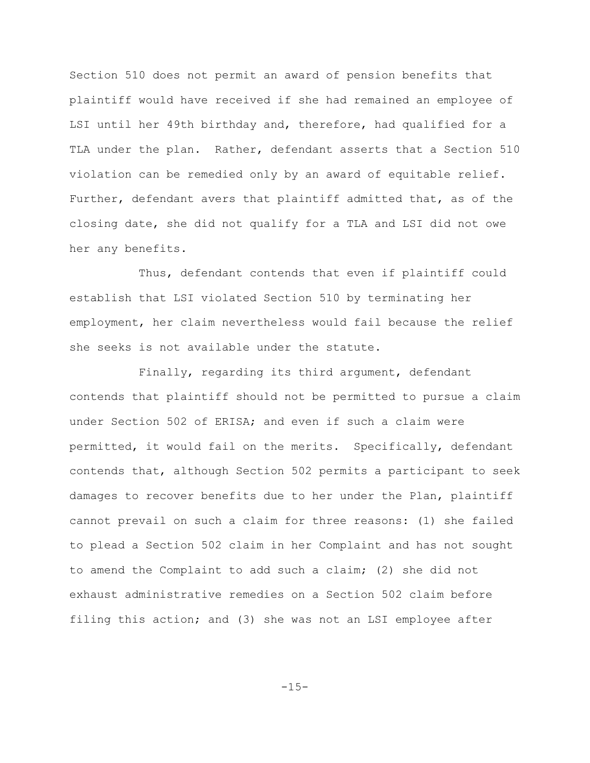Section 510 does not permit an award of pension benefits that plaintiff would have received if she had remained an employee of LSI until her 49th birthday and, therefore, had qualified for a TLA under the plan. Rather, defendant asserts that a Section 510 violation can be remedied only by an award of equitable relief. Further, defendant avers that plaintiff admitted that, as of the closing date, she did not qualify for a TLA and LSI did not owe her any benefits.

Thus, defendant contends that even if plaintiff could establish that LSI violated Section 510 by terminating her employment, her claim nevertheless would fail because the relief she seeks is not available under the statute.

Finally, regarding its third argument, defendant contends that plaintiff should not be permitted to pursue a claim under Section 502 of ERISA; and even if such a claim were permitted, it would fail on the merits. Specifically, defendant contends that, although Section 502 permits a participant to seek damages to recover benefits due to her under the Plan, plaintiff cannot prevail on such a claim for three reasons: (1) she failed to plead a Section 502 claim in her Complaint and has not sought to amend the Complaint to add such a claim; (2) she did not exhaust administrative remedies on a Section 502 claim before filing this action; and (3) she was not an LSI employee after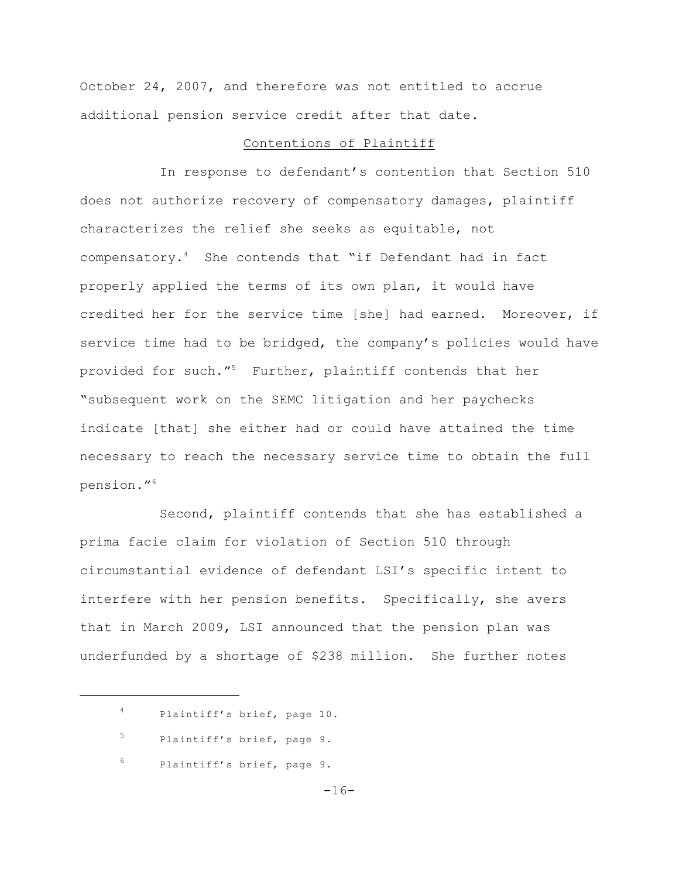October 24, 2007, and therefore was not entitled to accrue additional pension service credit after that date.

## Contentions of Plaintiff

In response to defendant's contention that Section 510 does not authorize recovery of compensatory damages, plaintiff characterizes the relief she seeks as equitable, not compensatory.[4] She contends that "if Defendant had in fact properly applied the terms of its own plan, it would have credited her for the service time [she] had earned. Moreover, if service time had to be bridged, the company's policies would have provided for such."[5] Further, plaintiff contends that her "subsequent work on the SEMC litigation and her paychecks indicate [that] she either had or could have attained the time necessary to reach the necessary service time to obtain the full pension."[6]

Second, plaintiff contends that she has established a prima facie claim for violation of Section 510 through circumstantial evidence of defendant LSI's specific intent to interfere with her pension benefits. Specifically, she avers that in March 2009, LSI announced that the pension plan was underfunded by a shortage of $238 million. She further notes

---

[4] Plaintiff's brief, page 10.

[5] Plaintiff's brief, page 9.

[6] Plaintiff's brief, page 9.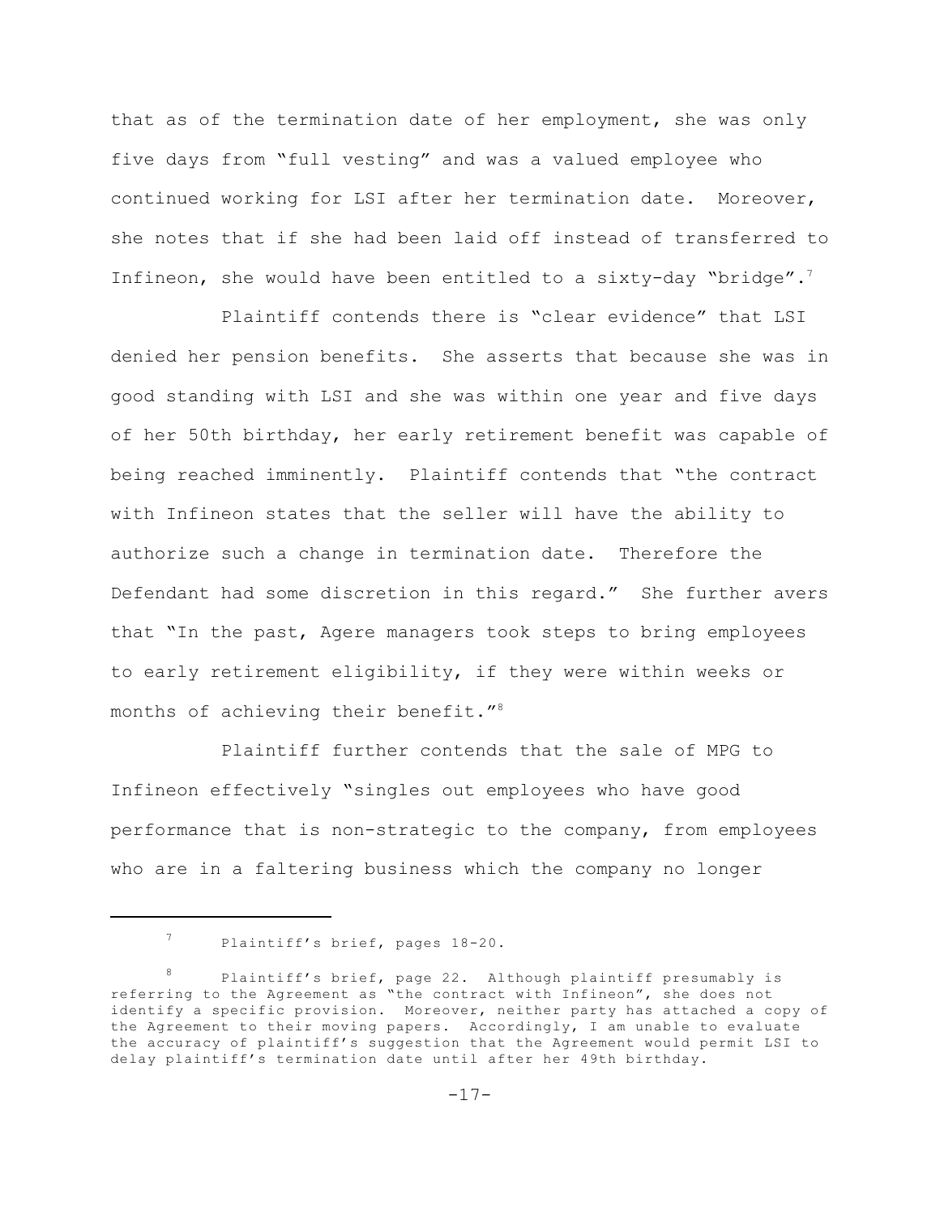that as of the termination date of her employment, she was only five days from "full vesting" and was a valued employee who continued working for LSI after her termination date. Moreover, she notes that if she had been laid off instead of transferred to Infineon, she would have been entitled to a sixty-day "bridge".[7]

Plaintiff contends there is "clear evidence" that LSI denied her pension benefits. She asserts that because she was in good standing with LSI and she was within one year and five days of her 50th birthday, her early retirement benefit was capable of being reached imminently. Plaintiff contends that "the contract with Infineon states that the seller will have the ability to authorize such a change in termination date. Therefore the Defendant had some discretion in this regard." She further avers that "In the past, Agere managers took steps to bring employees to early retirement eligibility, if they were within weeks or months of achieving their benefit."[8]

Plaintiff further contends that the sale of MPG to Infineon effectively "singles out employees who have good performance that is non-strategic to the company, from employees who are in a faltering business which the company no longer

---

[7] Plaintiff's brief, pages 18-20.

[8] Plaintiff's brief, page 22. Although plaintiff presumably is referring to the Agreement as "the contract with Infineon", she does not identify a specific provision. Moreover, neither party has attached a copy of the Agreement to their moving papers. Accordingly, I am unable to evaluate the accuracy of plaintiff's suggestion that the Agreement would permit LSI to delay plaintiff's termination date until after her 49th birthday.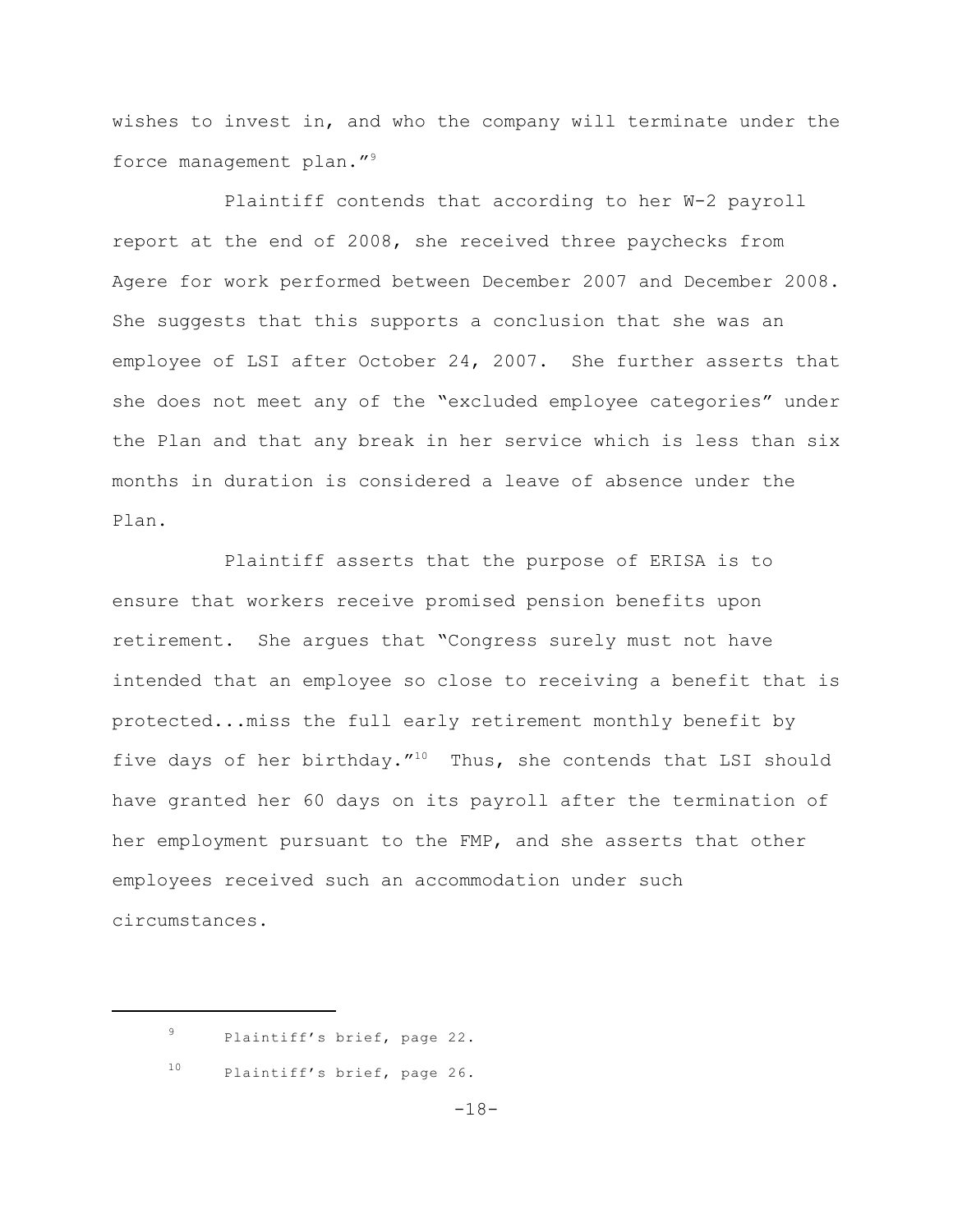wishes to invest in, and who the company will terminate under the force management plan."[9]

Plaintiff contends that according to her W-2 payroll report at the end of 2008, she received three paychecks from Agere for work performed between December 2007 and December 2008. She suggests that this supports a conclusion that she was an employee of LSI after October 24, 2007. She further asserts that she does not meet any of the "excluded employee categories" under the Plan and that any break in her service which is less than six months in duration is considered a leave of absence under the Plan.

Plaintiff asserts that the purpose of ERISA is to ensure that workers receive promised pension benefits upon retirement. She argues that "Congress surely must not have intended that an employee so close to receiving a benefit that is protected...miss the full early retirement monthly benefit by five days of her birthday."[10] Thus, she contends that LSI should have granted her 60 days on its payroll after the termination of her employment pursuant to the FMP, and she asserts that other employees received such an accommodation under such circumstances.

---

[9] Plaintiff's brief, page 22.

[10] Plaintiff's brief, page 26.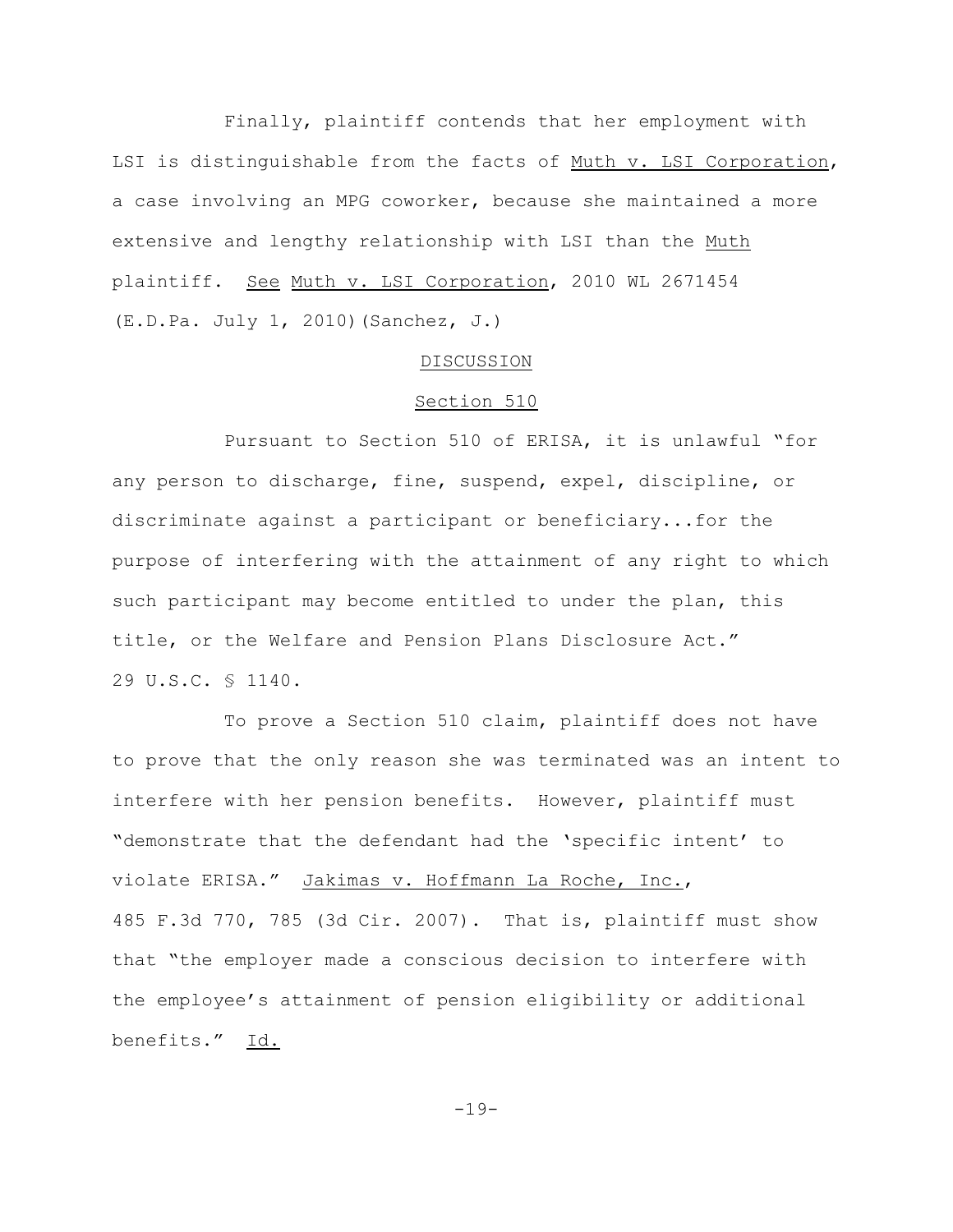Finally, plaintiff contends that her employment with LSI is distinguishable from the facts of Muth v. LSI Corporation, a case involving an MPG coworker, because she maintained a more extensive and lengthy relationship with LSI than the Muth plaintiff. See Muth v. LSI Corporation, 2010 WL 2671454 (E.D.Pa. July 1, 2010)(Sanchez, J.)

## DISCUSSION

### Section 510

Pursuant to Section 510 of ERISA, it is unlawful "for any person to discharge, fine, suspend, expel, discipline, or discriminate against a participant or beneficiary...for the purpose of interfering with the attainment of any right to which such participant may become entitled to under the plan, this title, or the Welfare and Pension Plans Disclosure Act." 29 U.S.C. § 1140.

To prove a Section 510 claim, plaintiff does not have to prove that the only reason she was terminated was an intent to interfere with her pension benefits. However, plaintiff must "demonstrate that the defendant had the 'specific intent' to violate ERISA." Jakimas v. Hoffmann La Roche, Inc., 485 F.3d 770, 785 (3d Cir. 2007). That is, plaintiff must show that "the employer made a conscious decision to interfere with the employee's attainment of pension eligibility or additional benefits." Id.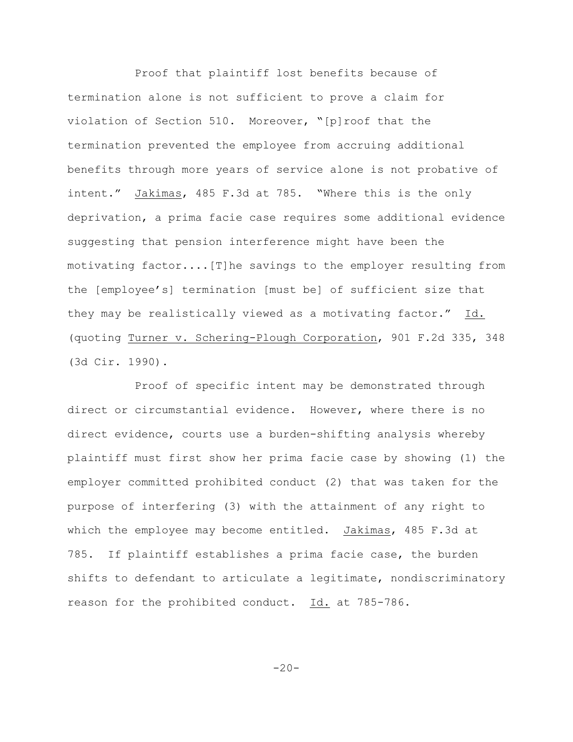Proof that plaintiff lost benefits because of termination alone is not sufficient to prove a claim for violation of Section 510. Moreover, "[p]roof that the termination prevented the employee from accruing additional benefits through more years of service alone is not probative of intent." Jakimas, 485 F.3d at 785. "Where this is the only deprivation, a prima facie case requires some additional evidence suggesting that pension interference might have been the motivating factor....[T]he savings to the employer resulting from the [employee's] termination [must be] of sufficient size that they may be realistically viewed as a motivating factor." Id. (quoting Turner v. Schering-Plough Corporation, 901 F.2d 335, 348 (3d Cir. 1990).

Proof of specific intent may be demonstrated through direct or circumstantial evidence. However, where there is no direct evidence, courts use a burden-shifting analysis whereby plaintiff must first show her prima facie case by showing (1) the employer committed prohibited conduct (2) that was taken for the purpose of interfering (3) with the attainment of any right to which the employee may become entitled. Jakimas, 485 F.3d at 785. If plaintiff establishes a prima facie case, the burden shifts to defendant to articulate a legitimate, nondiscriminatory reason for the prohibited conduct. Id. at 785-786.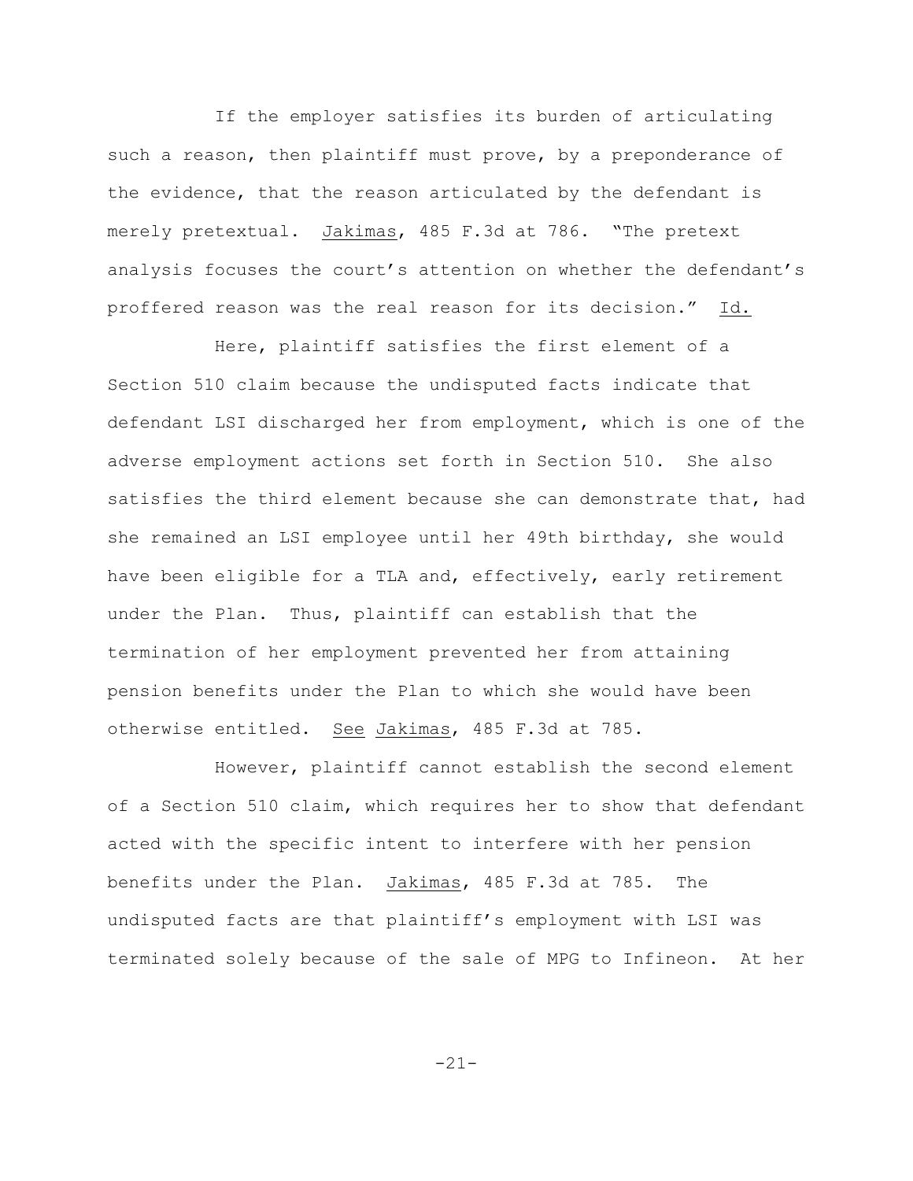If the employer satisfies its burden of articulating such a reason, then plaintiff must prove, by a preponderance of the evidence, that the reason articulated by the defendant is merely pretextual. Jakimas, 485 F.3d at 786. "The pretext analysis focuses the court's attention on whether the defendant's proffered reason was the real reason for its decision." Id.

Here, plaintiff satisfies the first element of a Section 510 claim because the undisputed facts indicate that defendant LSI discharged her from employment, which is one of the adverse employment actions set forth in Section 510. She also satisfies the third element because she can demonstrate that, had she remained an LSI employee until her 49th birthday, she would have been eligible for a TLA and, effectively, early retirement under the Plan. Thus, plaintiff can establish that the termination of her employment prevented her from attaining pension benefits under the Plan to which she would have been otherwise entitled. See Jakimas, 485 F.3d at 785.

However, plaintiff cannot establish the second element of a Section 510 claim, which requires her to show that defendant acted with the specific intent to interfere with her pension benefits under the Plan. Jakimas, 485 F.3d at 785. The undisputed facts are that plaintiff's employment with LSI was terminated solely because of the sale of MPG to Infineon. At her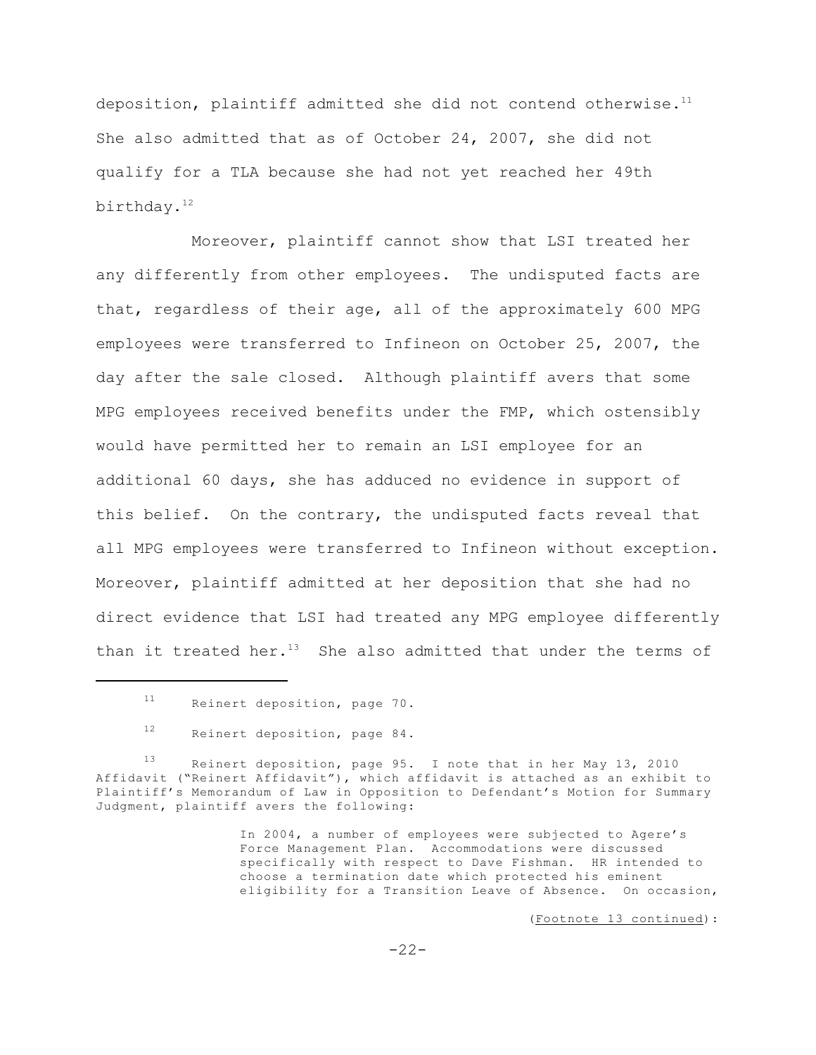deposition, plaintiff admitted she did not contend otherwise.[11] She also admitted that as of October 24, 2007, she did not qualify for a TLA because she had not yet reached her 49th birthday.[12]

Moreover, plaintiff cannot show that LSI treated her any differently from other employees. The undisputed facts are that, regardless of their age, all of the approximately 600 MPG employees were transferred to Infineon on October 25, 2007, the day after the sale closed. Although plaintiff avers that some MPG employees received benefits under the FMP, which ostensibly would have permitted her to remain an LSI employee for an additional 60 days, she has adduced no evidence in support of this belief. On the contrary, the undisputed facts reveal that all MPG employees were transferred to Infineon without exception. Moreover, plaintiff admitted at her deposition that she had no direct evidence that LSI had treated any MPG employee differently than it treated her.[13] She also admitted that under the terms of

---

[11] Reinert deposition, page 70.

[12] Reinert deposition, page 84.

[13] Reinert deposition, page 95. I note that in her May 13, 2010 Affidavit ("Reinert Affidavit"), which affidavit is attached as an exhibit to Plaintiff's Memorandum of Law in Opposition to Defendant's Motion for Summary Judgment, plaintiff avers the following:

> In 2004, a number of employees were subjected to Agere's Force Management Plan. Accommodations were discussed specifically with respect to Dave Fishman. HR intended to choose a termination date which protected his eminent eligibility for a Transition Leave of Absence. On occasion,

(Footnote 13 continued):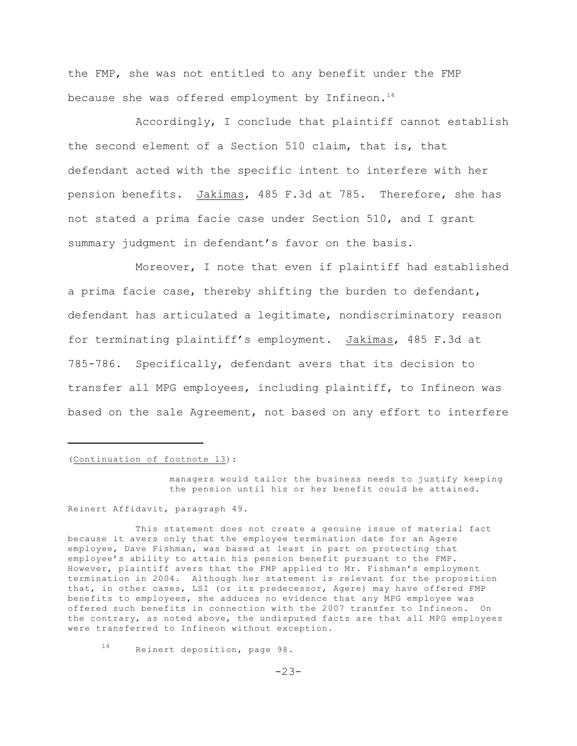the FMP, she was not entitled to any benefit under the FMP because she was offered employment by Infineon.[14]

Accordingly, I conclude that plaintiff cannot establish the second element of a Section 510 claim, that is, that defendant acted with the specific intent to interfere with her pension benefits. Jakimas, 485 F.3d at 785. Therefore, she has not stated a prima facie case under Section 510, and I grant summary judgment in defendant's favor on the basis.

Moreover, I note that even if plaintiff had established a prima facie case, thereby shifting the burden to defendant, defendant has articulated a legitimate, nondiscriminatory reason for terminating plaintiff's employment. Jakimas, 485 F.3d at 785-786. Specifically, defendant avers that its decision to transfer all MPG employees, including plaintiff, to Infineon was based on the sale Agreement, not based on any effort to interfere

---

(Continuation of footnote 13):

> managers would tailor the business needs to justify keeping the pension until his or her benefit could be attained.

Reinert Affidavit, paragraph 49.

This statement does not create a genuine issue of material fact because it avers only that the employee termination date for an Agere employee, Dave Fishman, was based at least in part on protecting that employee's ability to attain his pension benefit pursuant to the FMP. However, plaintiff avers that the FMP applied to Mr. Fishman's employment termination in 2004. Although her statement is relevant for the proposition that, in other cases, LSI (or its predecessor, Agere) may have offered FMP benefits to employees, she adduces no evidence that any MPG employee was offered such benefits in connection with the 2007 transfer to Infineon. On the contrary, as noted above, the undisputed facts are that all MPG employees were transferred to Infineon without exception.

[14] Reinert deposition, page 98.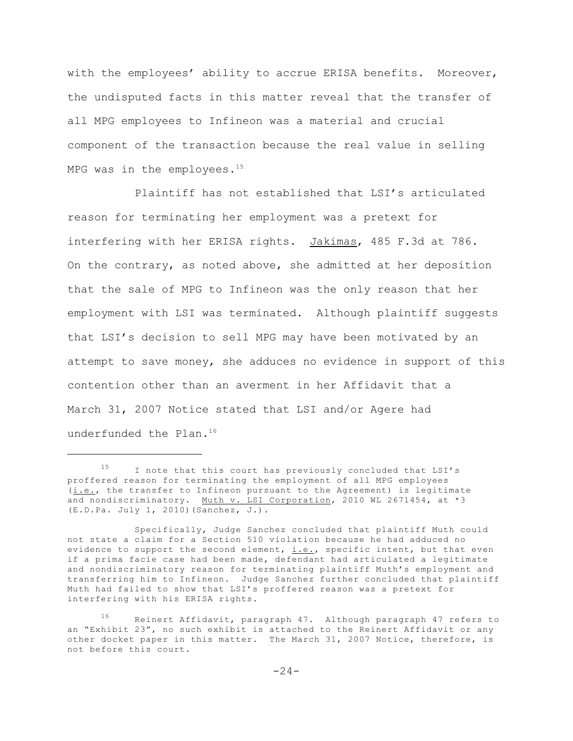with the employees' ability to accrue ERISA benefits. Moreover, the undisputed facts in this matter reveal that the transfer of all MPG employees to Infineon was a material and crucial component of the transaction because the real value in selling MPG was in the employees.[15]

Plaintiff has not established that LSI's articulated reason for terminating her employment was a pretext for interfering with her ERISA rights. Jakimas, 485 F.3d at 786. On the contrary, as noted above, she admitted at her deposition that the sale of MPG to Infineon was the only reason that her employment with LSI was terminated. Although plaintiff suggests that LSI's decision to sell MPG may have been motivated by an attempt to save money, she adduces no evidence in support of this contention other than an averment in her Affidavit that a March 31, 2007 Notice stated that LSI and/or Agere had underfunded the Plan.[16]

---

[15] I note that this court has previously concluded that LSI's proffered reason for terminating the employment of all MPG employees (i.e., the transfer to Infineon pursuant to the Agreement) is legitimate and nondiscriminatory. Muth v. LSI Corporation, 2010 WL 2671454, at *3 (E.D.Pa. July 1, 2010)(Sanchez, J.).

Specifically, Judge Sanchez concluded that plaintiff Muth could not state a claim for a Section 510 violation because he had adduced no evidence to support the second element, i.e., specific intent, but that even if a prima facie case had been made, defendant had articulated a legitimate and nondiscriminatory reason for terminating plaintiff Muth's employment and transferring him to Infineon. Judge Sanchez further concluded that plaintiff Muth had failed to show that LSI's proffered reason was a pretext for interfering with his ERISA rights.

[16] Reinert Affidavit, paragraph 47. Although paragraph 47 refers to an "Exhibit 23", no such exhibit is attached to the Reinert Affidavit or any other docket paper in this matter. The March 31, 2007 Notice, therefore, is not before this court.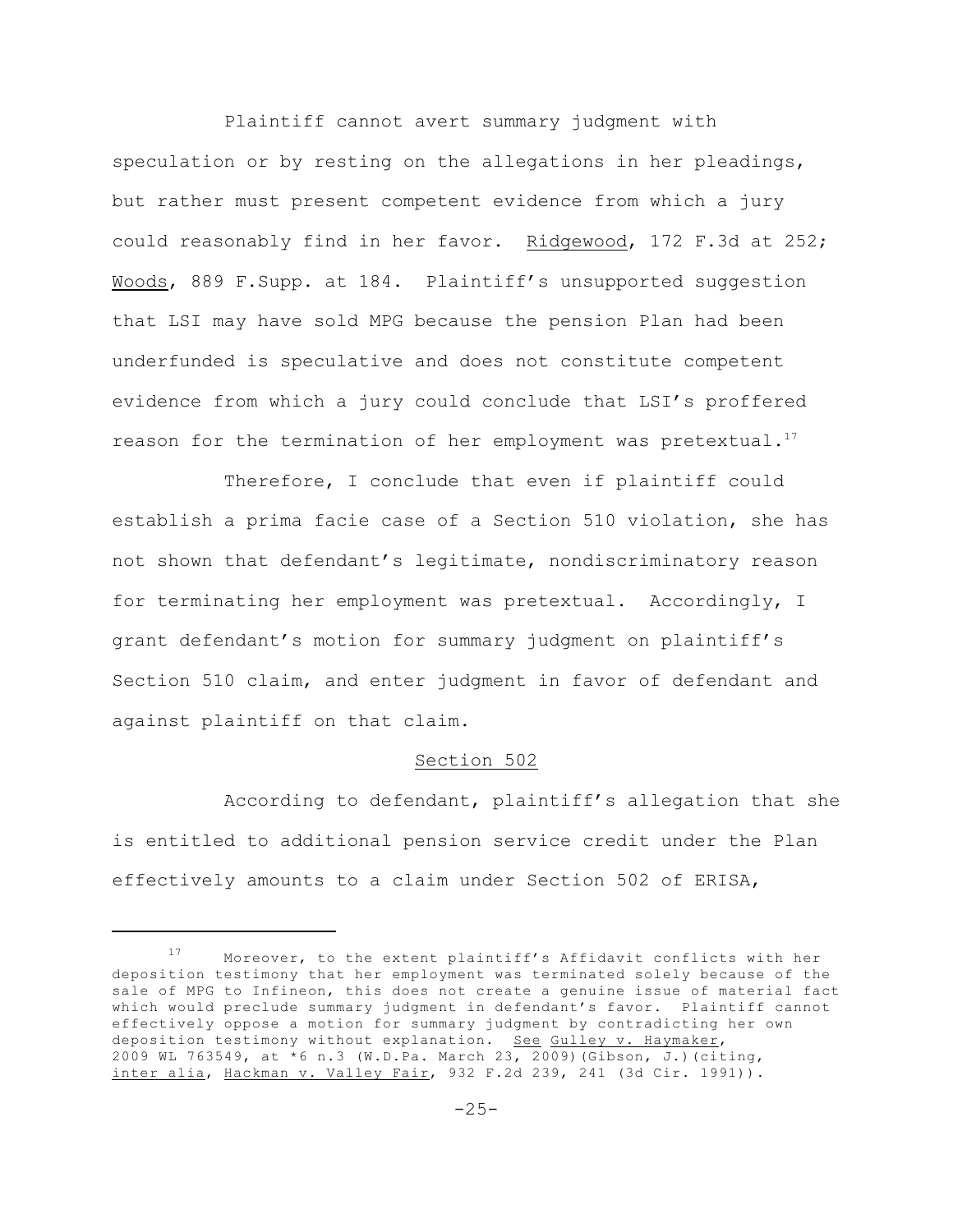Plaintiff cannot avert summary judgment with speculation or by resting on the allegations in her pleadings, but rather must present competent evidence from which a jury could reasonably find in her favor. Ridgewood, 172 F.3d at 252; Woods, 889 F.Supp. at 184. Plaintiff's unsupported suggestion that LSI may have sold MPG because the pension Plan had been underfunded is speculative and does not constitute competent evidence from which a jury could conclude that LSI's proffered reason for the termination of her employment was pretextual.[17]

Therefore, I conclude that even if plaintiff could establish a prima facie case of a Section 510 violation, she has not shown that defendant's legitimate, nondiscriminatory reason for terminating her employment was pretextual. Accordingly, I grant defendant's motion for summary judgment on plaintiff's Section 510 claim, and enter judgment in favor of defendant and against plaintiff on that claim.

## Section 502

According to defendant, plaintiff's allegation that she is entitled to additional pension service credit under the Plan effectively amounts to a claim under Section 502 of ERISA,

---

[17] Moreover, to the extent plaintiff's Affidavit conflicts with her deposition testimony that her employment was terminated solely because of the sale of MPG to Infineon, this does not create a genuine issue of material fact which would preclude summary judgment in defendant's favor. Plaintiff cannot effectively oppose a motion for summary judgment by contradicting her own deposition testimony without explanation. See Gulley v. Haymaker, 2009 WL 763549, at *6 n.3 (W.D.Pa. March 23, 2009)(Gibson, J.)(citing, inter alia, Hackman v. Valley Fair, 932 F.2d 239, 241 (3d Cir. 1991)).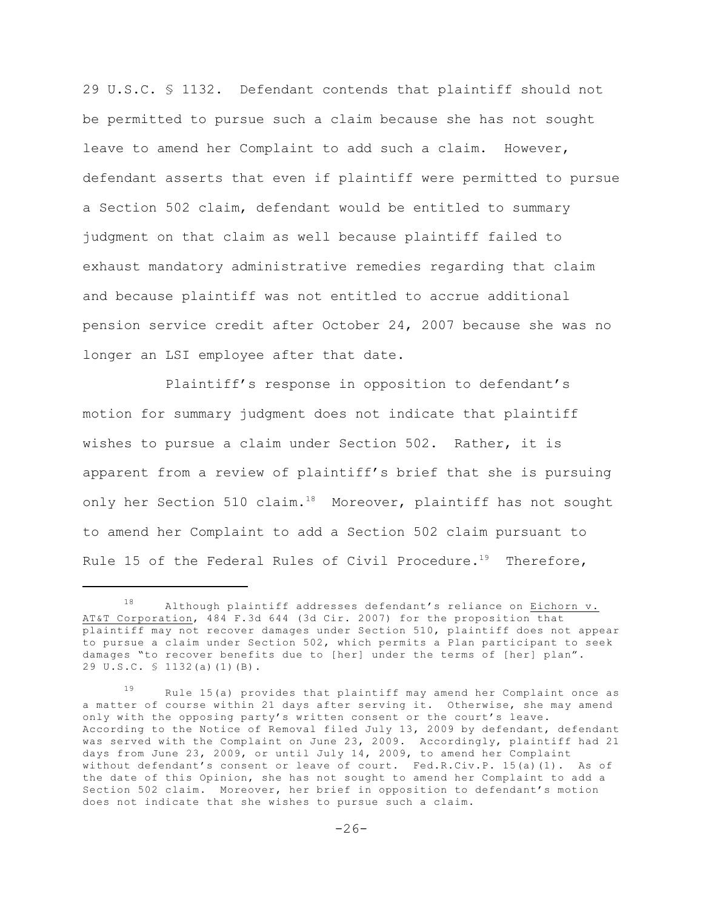29 U.S.C. § 1132. Defendant contends that plaintiff should not be permitted to pursue such a claim because she has not sought leave to amend her Complaint to add such a claim. However, defendant asserts that even if plaintiff were permitted to pursue a Section 502 claim, defendant would be entitled to summary judgment on that claim as well because plaintiff failed to exhaust mandatory administrative remedies regarding that claim and because plaintiff was not entitled to accrue additional pension service credit after October 24, 2007 because she was no longer an LSI employee after that date.

Plaintiff's response in opposition to defendant's motion for summary judgment does not indicate that plaintiff wishes to pursue a claim under Section 502. Rather, it is apparent from a review of plaintiff's brief that she is pursuing only her Section 510 claim.[18] Moreover, plaintiff has not sought to amend her Complaint to add a Section 502 claim pursuant to Rule 15 of the Federal Rules of Civil Procedure.[19] Therefore,

---

[18] Although plaintiff addresses defendant's reliance on Eichorn v. AT&T Corporation, 484 F.3d 644 (3d Cir. 2007) for the proposition that plaintiff may not recover damages under Section 510, plaintiff does not appear to pursue a claim under Section 502, which permits a Plan participant to seek damages "to recover benefits due to [her] under the terms of [her] plan". 29 U.S.C. § 1132(a)(1)(B).

[19] Rule 15(a) provides that plaintiff may amend her Complaint once as a matter of course within 21 days after serving it. Otherwise, she may amend only with the opposing party's written consent or the court's leave. According to the Notice of Removal filed July 13, 2009 by defendant, defendant was served with the Complaint on June 23, 2009. Accordingly, plaintiff had 21 days from June 23, 2009, or until July 14, 2009, to amend her Complaint without defendant's consent or leave of court. Fed.R.Civ.P. 15(a)(1). As of the date of this Opinion, she has not sought to amend her Complaint to add a Section 502 claim. Moreover, her brief in opposition to defendant's motion does not indicate that she wishes to pursue such a claim.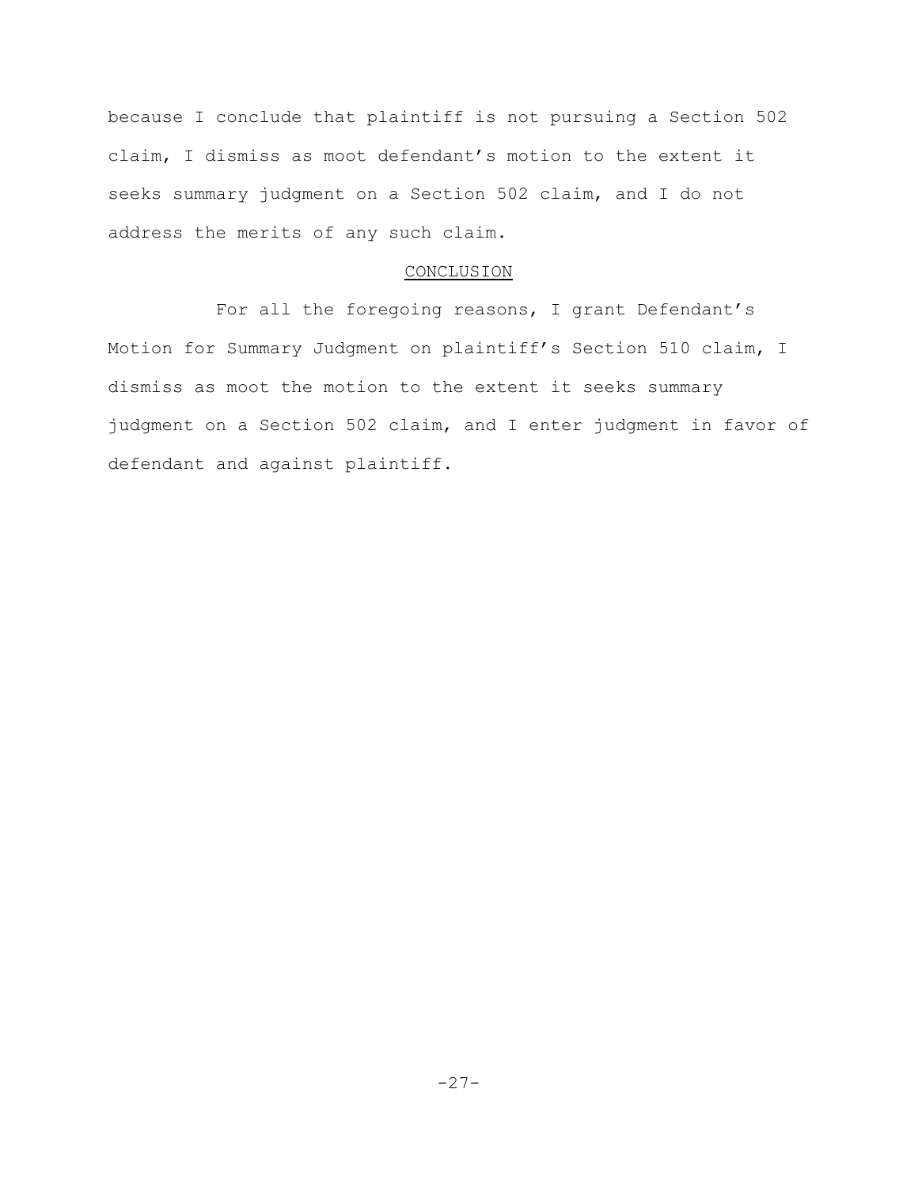because I conclude that plaintiff is not pursuing a Section 502 claim, I dismiss as moot defendant's motion to the extent it seeks summary judgment on a Section 502 claim, and I do not address the merits of any such claim.

## CONCLUSION

For all the foregoing reasons, I grant Defendant's Motion for Summary Judgment on plaintiff's Section 510 claim, I dismiss as moot the motion to the extent it seeks summary judgment on a Section 502 claim, and I enter judgment in favor of defendant and against plaintiff.